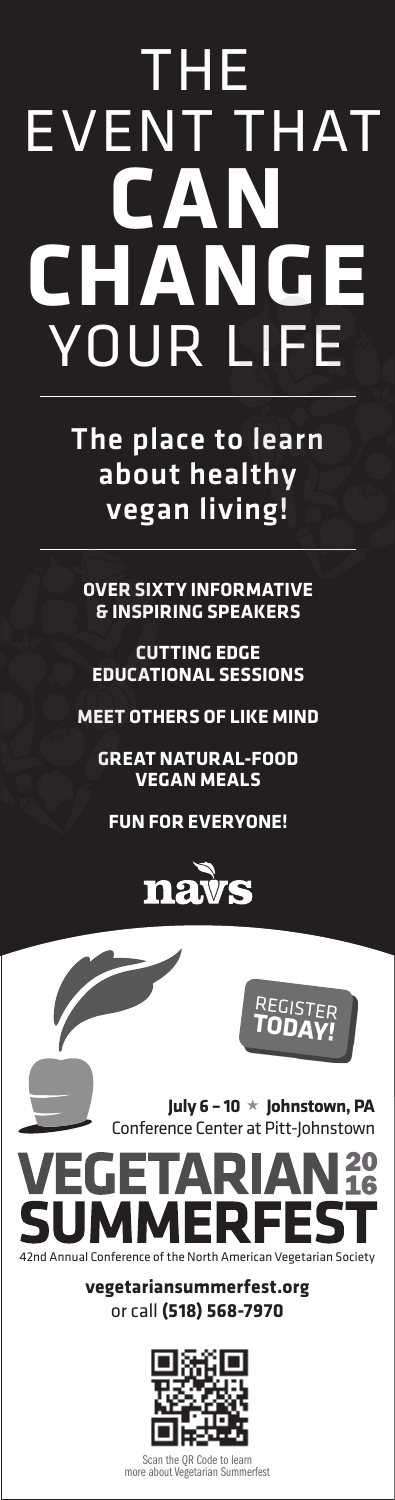# THE EVENT THAT CAN CHANGE YOUR LIFE

## The place to learn about healthy vegan living!

**OVER SIXTY INFORMATIVE & INSPIRING SPEAKERS**

**CUTTING EDGE EDUCATIONAL SESSIONS**

**MEET OTHERS OF LIKE MIND**

**GREAT NATURAL-FOOD VEGAN MEALS**

**FUN FOR EVERYONE!**

navs

REGISTER **TODAY!**

**July 6 – 10 ★ Johnstown, PA**
Conference Center at Pitt-Johnstown

# VEGETARIAN SUMMERFEST 2016

42nd Annual Conference of the North American Vegetarian Society

**vegetariansummerfest.org**
or call **(518) 568-7970**

Scan the QR Code to learn more about Vegetarian Summerfest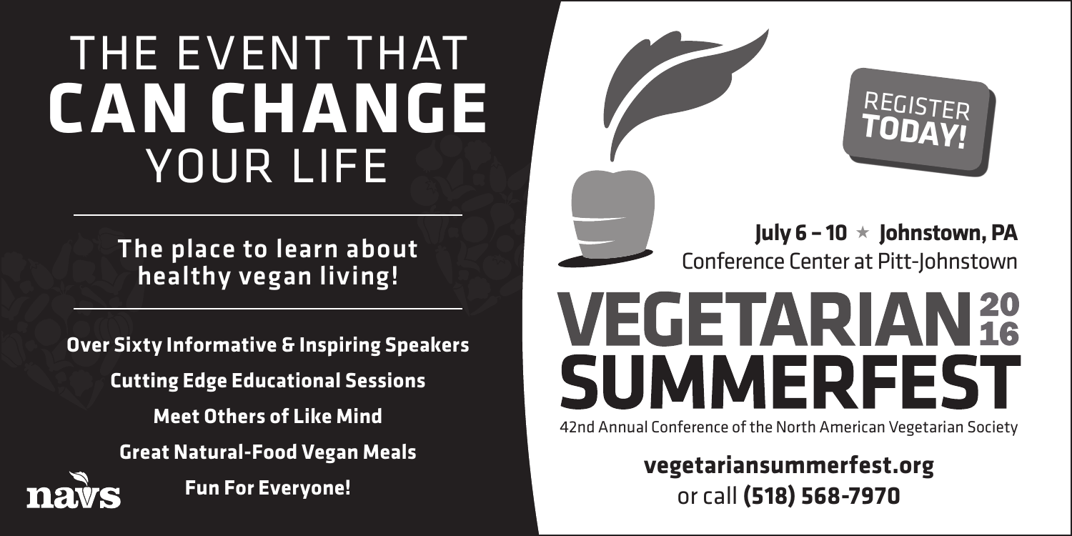# THE EVENT THAT **CAN CHANGE** YOUR LIFE

**The place to learn about healthy vegan living!**

**Over Sixty Informative & Inspiring Speakers**

**Cutting Edge Educational Sessions**

**Meet Others of Like Mind**

**Great Natural-Food Vegan Meals**

**Fun For Everyone!**

navs

**REGISTER TODAY!**

**July 6 – 10 ★ Johnstown, PA**
Conference Center at Pitt-Johnstown

# VEGETARIAN SUMMERFEST 2016

42nd Annual Conference of the North American Vegetarian Society

**vegetariansummerfest.org**
or call **(518) 568-7970**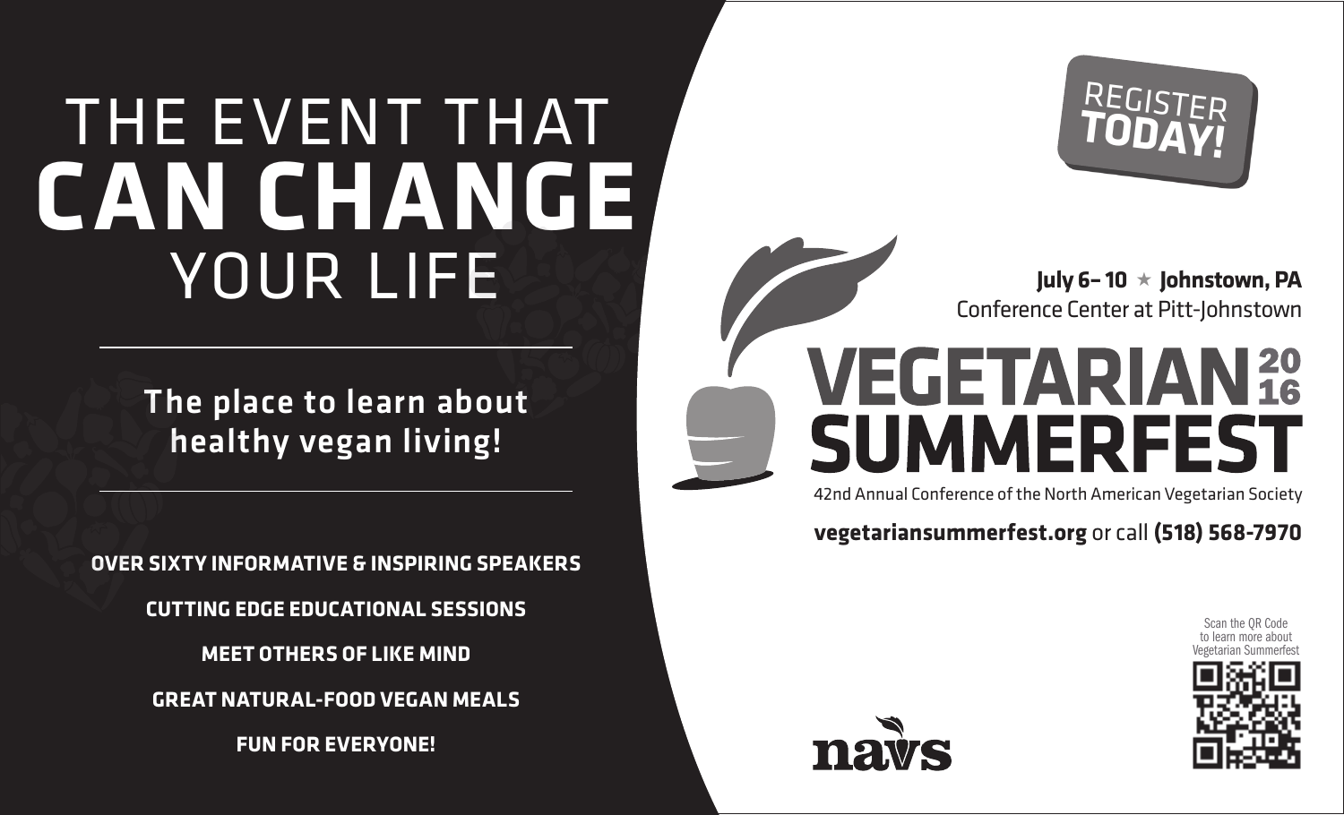# THE EVENT THAT **CAN CHANGE** YOUR LIFE

## The place to learn about healthy vegan living!

**OVER SIXTY INFORMATIVE & INSPIRING SPEAKERS**

**CUTTING EDGE EDUCATIONAL SESSIONS**

**MEET OTHERS OF LIKE MIND**

**GREAT NATURAL-FOOD VEGAN MEALS**

**FUN FOR EVERYONE!**

REGISTER **TODAY!**

**July 6– 10 ★ Johnstown, PA**
Conference Center at Pitt-Johnstown

# VEGETARIAN SUMMERFEST 2016

42nd Annual Conference of the North American Vegetarian Society

**vegetariansummerfest.org** or call **(518) 568-7970**

Scan the QR Code to learn more about Vegetarian Summerfest

navs